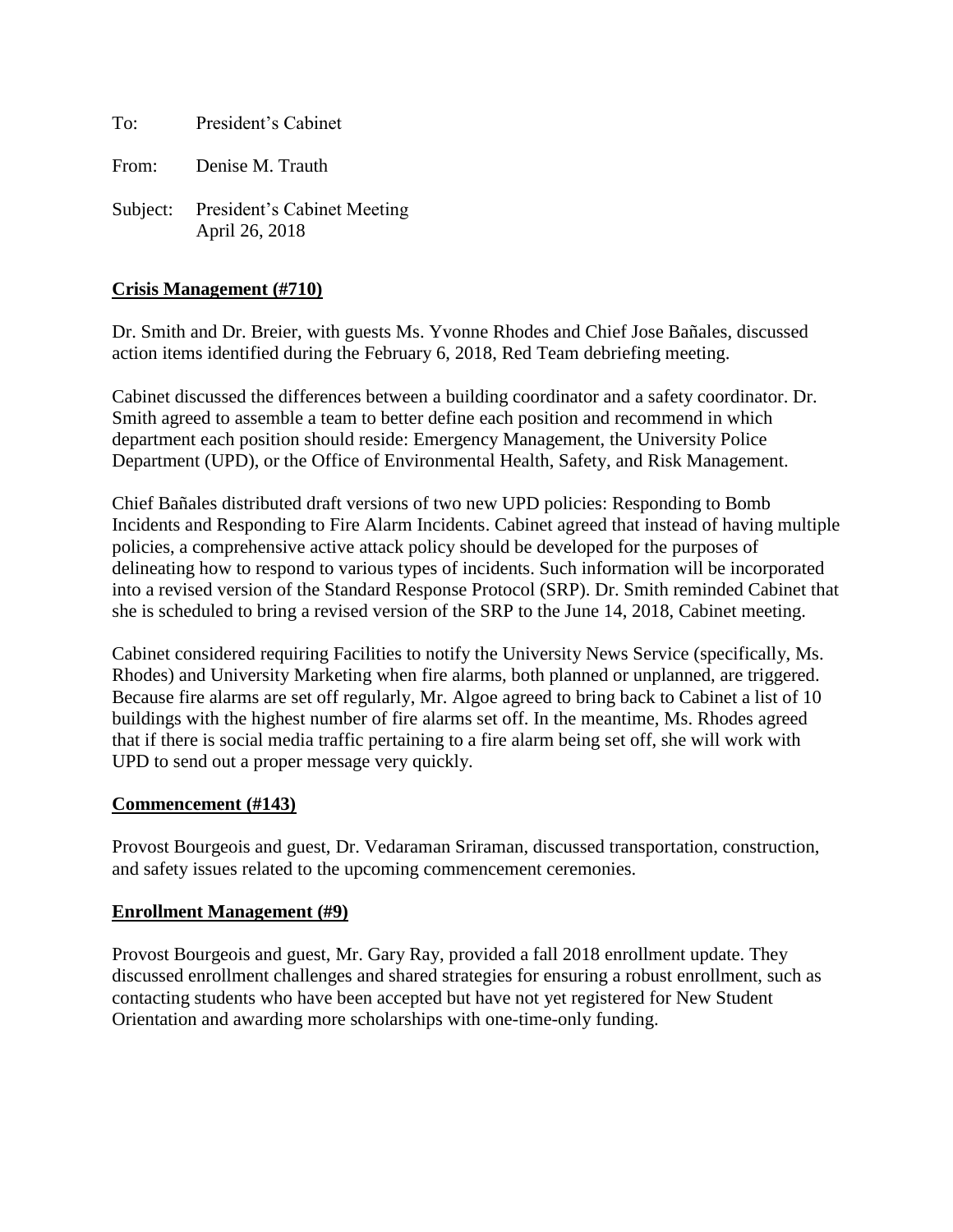To: President's Cabinet

From: Denise M. Trauth

Subject: President's Cabinet Meeting
April 26, 2018

**Crisis Management (#710)**

Dr. Smith and Dr. Breier, with guests Ms. Yvonne Rhodes and Chief Jose Bañales, discussed action items identified during the February 6, 2018, Red Team debriefing meeting.

Cabinet discussed the differences between a building coordinator and a safety coordinator. Dr. Smith agreed to assemble a team to better define each position and recommend in which department each position should reside: Emergency Management, the University Police Department (UPD), or the Office of Environmental Health, Safety, and Risk Management.

Chief Bañales distributed draft versions of two new UPD policies: Responding to Bomb Incidents and Responding to Fire Alarm Incidents. Cabinet agreed that instead of having multiple policies, a comprehensive active attack policy should be developed for the purposes of delineating how to respond to various types of incidents. Such information will be incorporated into a revised version of the Standard Response Protocol (SRP). Dr. Smith reminded Cabinet that she is scheduled to bring a revised version of the SRP to the June 14, 2018, Cabinet meeting.

Cabinet considered requiring Facilities to notify the University News Service (specifically, Ms. Rhodes) and University Marketing when fire alarms, both planned or unplanned, are triggered. Because fire alarms are set off regularly, Mr. Algoe agreed to bring back to Cabinet a list of 10 buildings with the highest number of fire alarms set off. In the meantime, Ms. Rhodes agreed that if there is social media traffic pertaining to a fire alarm being set off, she will work with UPD to send out a proper message very quickly.

**Commencement (#143)**

Provost Bourgeois and guest, Dr. Vedaraman Sriraman, discussed transportation, construction, and safety issues related to the upcoming commencement ceremonies.

**Enrollment Management (#9)**

Provost Bourgeois and guest, Mr. Gary Ray, provided a fall 2018 enrollment update. They discussed enrollment challenges and shared strategies for ensuring a robust enrollment, such as contacting students who have been accepted but have not yet registered for New Student Orientation and awarding more scholarships with one-time-only funding.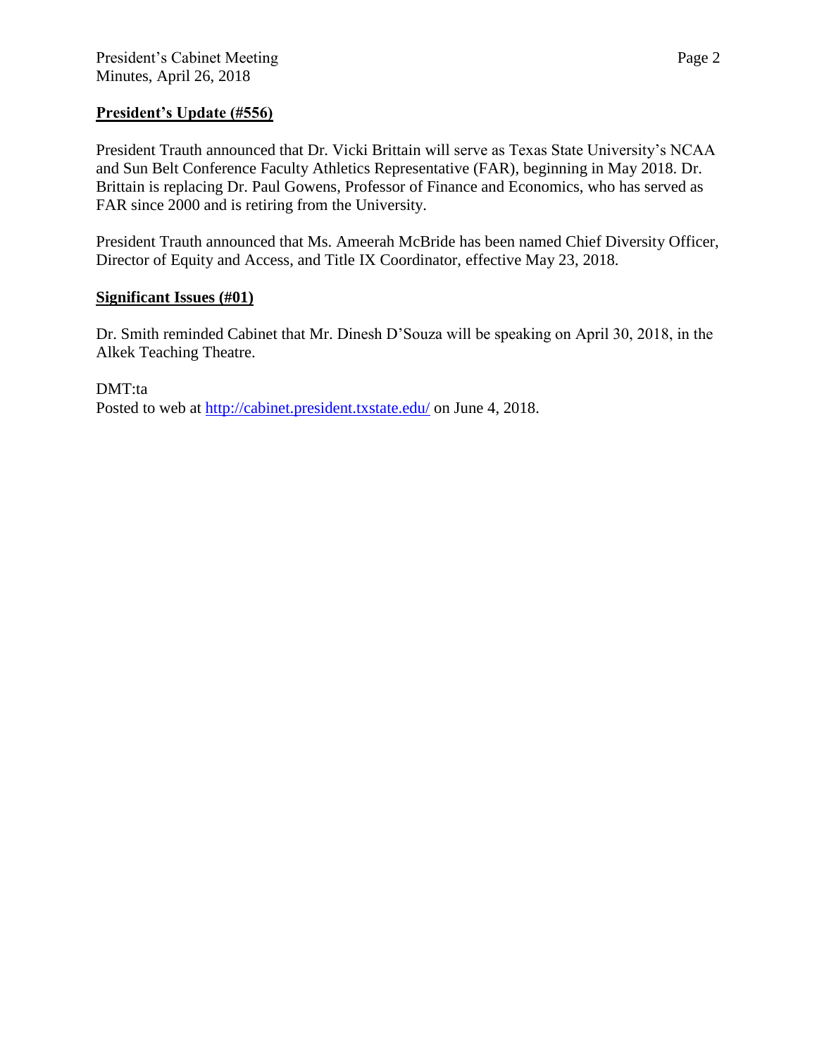**President's Update (#556)**

President Trauth announced that Dr. Vicki Brittain will serve as Texas State University's NCAA and Sun Belt Conference Faculty Athletics Representative (FAR), beginning in May 2018. Dr. Brittain is replacing Dr. Paul Gowens, Professor of Finance and Economics, who has served as FAR since 2000 and is retiring from the University.

President Trauth announced that Ms. Ameerah McBride has been named Chief Diversity Officer, Director of Equity and Access, and Title IX Coordinator, effective May 23, 2018.

**Significant Issues (#01)**

Dr. Smith reminded Cabinet that Mr. Dinesh D'Souza will be speaking on April 30, 2018, in the Alkek Teaching Theatre.

DMT:ta
Posted to web at http://cabinet.president.txstate.edu/ on June 4, 2018.